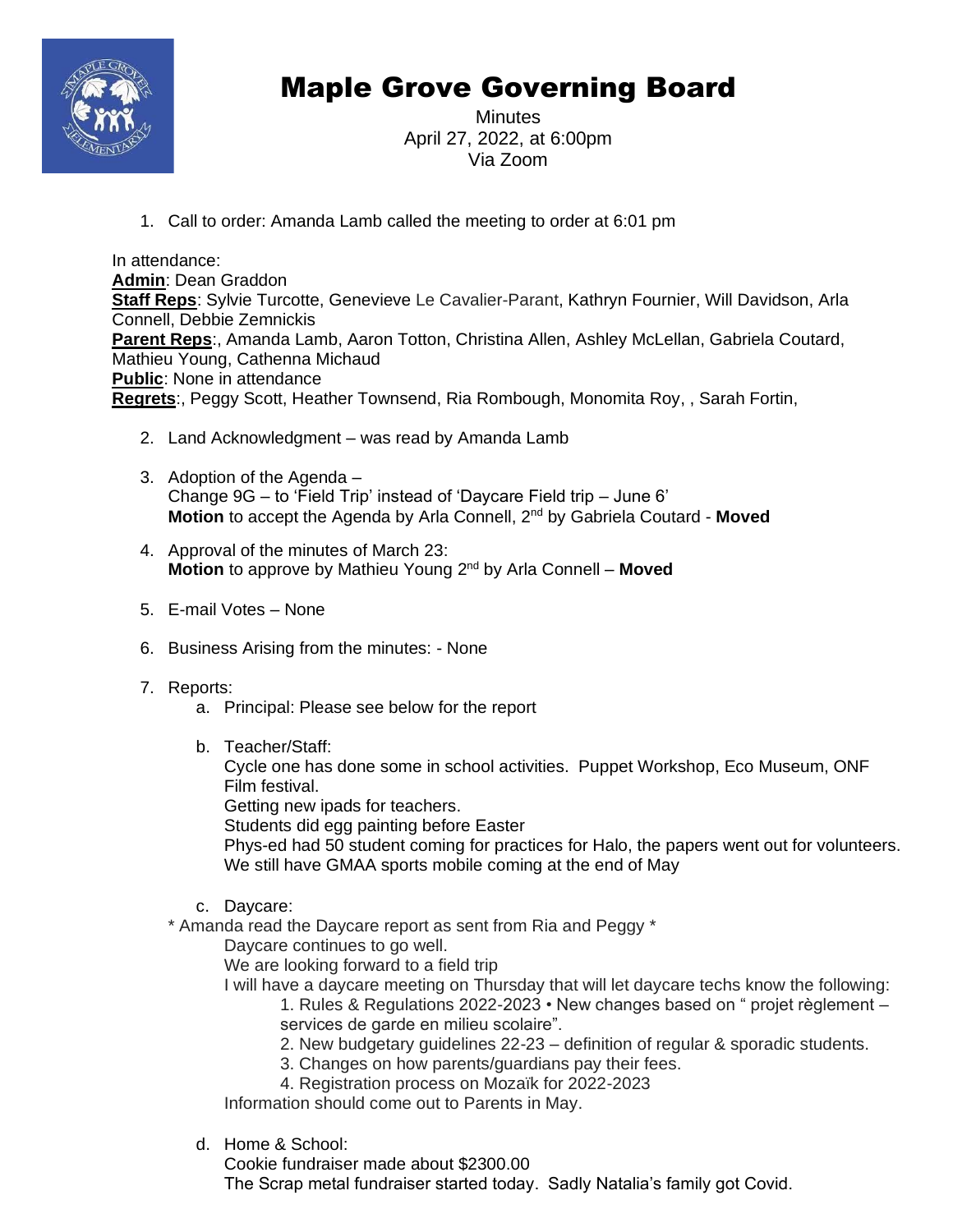# Maple Grove Governing Board

Minutes
April 27, 2022, at 6:00pm
Via Zoom

1. Call to order: Amanda Lamb called the meeting to order at 6:01 pm

In attendance:
**Admin**: Dean Graddon
**Staff Reps**: Sylvie Turcotte, Genevieve Le Cavalier-Parant, Kathryn Fournier, Will Davidson, Arla Connell, Debbie Zemnickis
**Parent Reps**:, Amanda Lamb, Aaron Totton, Christina Allen, Ashley McLellan, Gabriela Coutard, Mathieu Young, Cathenna Michaud
**Public**: None in attendance
**Regrets**:, Peggy Scott, Heather Townsend, Ria Rombough, Monomita Roy, , Sarah Fortin,

2. Land Acknowledgment – was read by Amanda Lamb

3. Adoption of the Agenda –
   Change 9G – to 'Field Trip' instead of 'Daycare Field trip – June 6'
   **Motion** to accept the Agenda by Arla Connell, 2nd by Gabriela Coutard - **Moved**

4. Approval of the minutes of March 23:
   **Motion** to approve by Mathieu Young 2nd by Arla Connell – **Moved**

5. E-mail Votes – None

6. Business Arising from the minutes: - None

7. Reports:
   a. Principal: Please see below for the report

   b. Teacher/Staff:
      Cycle one has done some in school activities. Puppet Workshop, Eco Museum, ONF Film festival.
      Getting new ipads for teachers.
      Students did egg painting before Easter
      Phys-ed had 50 student coming for practices for Halo, the papers went out for volunteers.
      We still have GMAA sports mobile coming at the end of May

   c. Daycare:
      * Amanda read the Daycare report as sent from Ria and Peggy *
      Daycare continues to go well.
      We are looking forward to a field trip
      I will have a daycare meeting on Thursday that will let daycare techs know the following:
         1. Rules & Regulations 2022-2023 • New changes based on " projet règlement – services de garde en milieu scolaire".
         2. New budgetary guidelines 22-23 – definition of regular & sporadic students.
         3. Changes on how parents/guardians pay their fees.
         4. Registration process on Mozaïk for 2022-2023
      Information should come out to Parents in May.

   d. Home & School:
      Cookie fundraiser made about $2300.00
      The Scrap metal fundraiser started today. Sadly Natalia's family got Covid.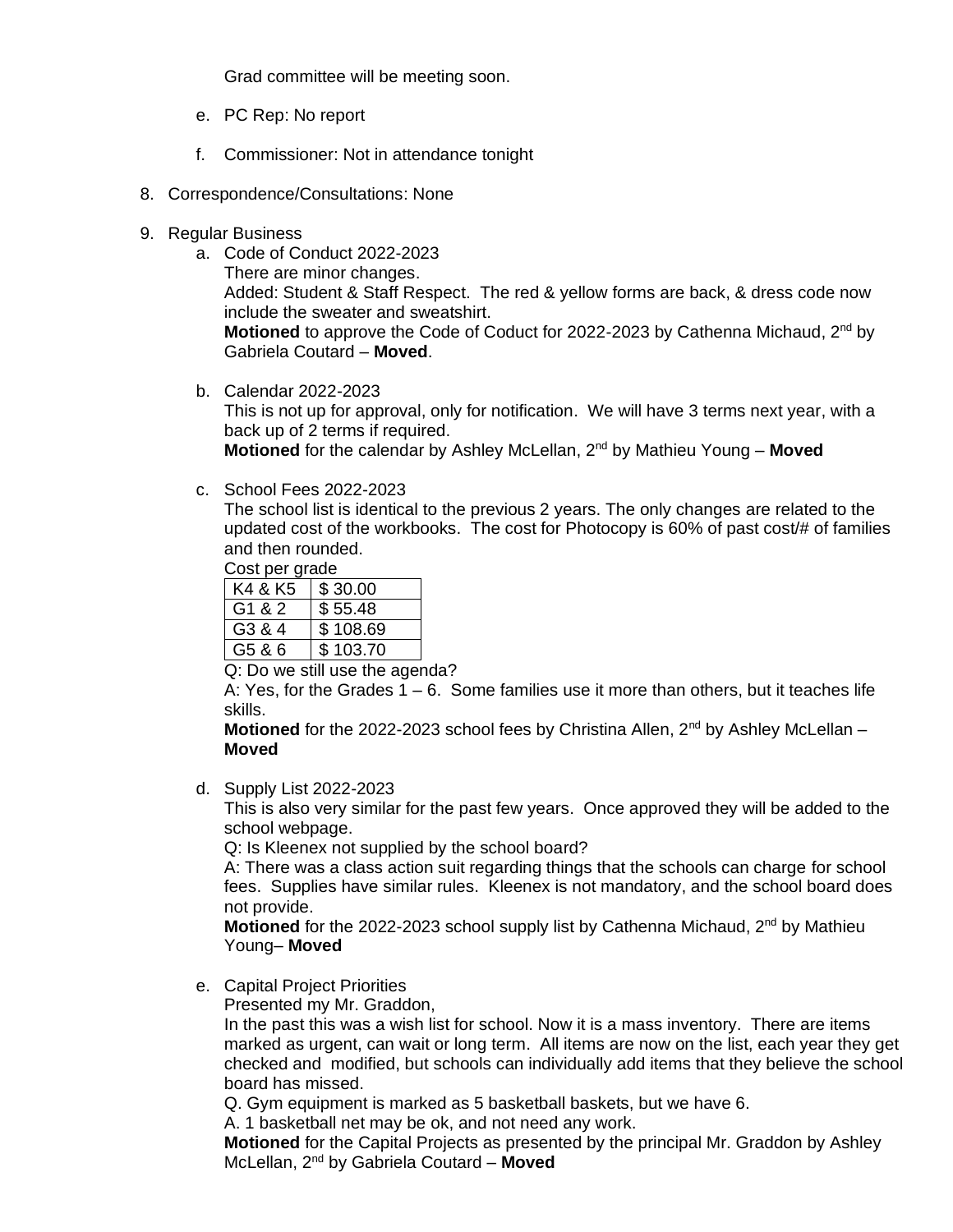Grad committee will be meeting soon.

e. PC Rep: No report

f. Commissioner: Not in attendance tonight

8. Correspondence/Consultations: None

9. Regular Business

   a. Code of Conduct 2022-2023
      There are minor changes.
      Added: Student & Staff Respect. The red & yellow forms are back, & dress code now include the sweater and sweatshirt.
      **Motioned** to approve the Code of Coduct for 2022-2023 by Cathenna Michaud, 2nd by Gabriela Coutard – **Moved**.

   b. Calendar 2022-2023
      This is not up for approval, only for notification. We will have 3 terms next year, with a back up of 2 terms if required.
      **Motioned** for the calendar by Ashley McLellan, 2nd by Mathieu Young – **Moved**

   c. School Fees 2022-2023
      The school list is identical to the previous 2 years. The only changes are related to the updated cost of the workbooks. The cost for Photocopy is 60% of past cost/# of families and then rounded.
      Cost per grade

| K4 & K5 | $ 30.00 |
|---|---|
| G1 & 2 | $ 55.48 |
| G3 & 4 | $ 108.69 |
| G5 & 6 | $ 103.70 |

      Q: Do we still use the agenda?
      A: Yes, for the Grades 1 – 6. Some families use it more than others, but it teaches life skills.
      **Motioned** for the 2022-2023 school fees by Christina Allen, 2nd by Ashley McLellan – **Moved**

   d. Supply List 2022-2023
      This is also very similar for the past few years. Once approved they will be added to the school webpage.
      Q: Is Kleenex not supplied by the school board?
      A: There was a class action suit regarding things that the schools can charge for school fees. Supplies have similar rules. Kleenex is not mandatory, and the school board does not provide.
      **Motioned** for the 2022-2023 school supply list by Cathenna Michaud, 2nd by Mathieu Young– **Moved**

   e. Capital Project Priorities
      Presented my Mr. Graddon,
      In the past this was a wish list for school. Now it is a mass inventory. There are items marked as urgent, can wait or long term. All items are now on the list, each year they get checked and modified, but schools can individually add items that they believe the school board has missed.
      Q. Gym equipment is marked as 5 basketball baskets, but we have 6.
      A. 1 basketball net may be ok, and not need any work.
      **Motioned** for the Capital Projects as presented by the principal Mr. Graddon by Ashley McLellan, 2nd by Gabriela Coutard – **Moved**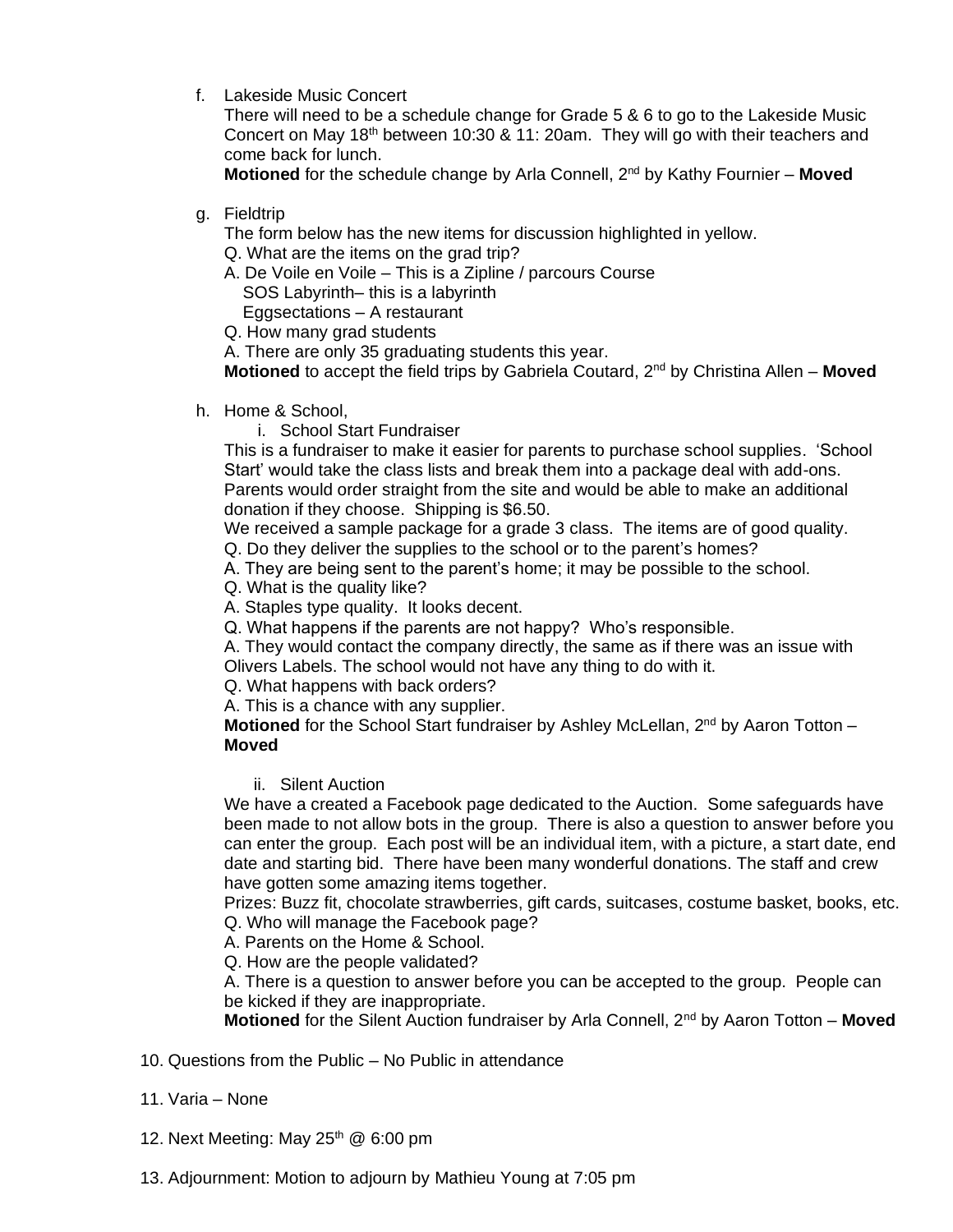f. Lakeside Music Concert

There will need to be a schedule change for Grade 5 & 6 to go to the Lakeside Music Concert on May 18th between 10:30 & 11: 20am. They will go with their teachers and come back for lunch.

**Motioned** for the schedule change by Arla Connell, 2nd by Kathy Fournier – **Moved**

g. Fieldtrip

The form below has the new items for discussion highlighted in yellow.

Q. What are the items on the grad trip?

A. De Voile en Voile – This is a Zipline / parcours Course
SOS Labyrinth– this is a labyrinth
Eggsectations – A restaurant

Q. How many grad students

A. There are only 35 graduating students this year.

**Motioned** to accept the field trips by Gabriela Coutard, 2nd by Christina Allen – **Moved**

h. Home & School,

i. School Start Fundraiser

This is a fundraiser to make it easier for parents to purchase school supplies. 'School Start' would take the class lists and break them into a package deal with add-ons. Parents would order straight from the site and would be able to make an additional donation if they choose. Shipping is $6.50.

We received a sample package for a grade 3 class. The items are of good quality.

Q. Do they deliver the supplies to the school or to the parent's homes?

A. They are being sent to the parent's home; it may be possible to the school.

Q. What is the quality like?

A. Staples type quality. It looks decent.

Q. What happens if the parents are not happy? Who's responsible.

A. They would contact the company directly, the same as if there was an issue with Olivers Labels. The school would not have any thing to do with it.

Q. What happens with back orders?

A. This is a chance with any supplier.

**Motioned** for the School Start fundraiser by Ashley McLellan, 2nd by Aaron Totton – **Moved**

ii. Silent Auction

We have a created a Facebook page dedicated to the Auction. Some safeguards have been made to not allow bots in the group. There is also a question to answer before you can enter the group. Each post will be an individual item, with a picture, a start date, end date and starting bid. There have been many wonderful donations. The staff and crew have gotten some amazing items together.

Prizes: Buzz fit, chocolate strawberries, gift cards, suitcases, costume basket, books, etc.

Q. Who will manage the Facebook page?

A. Parents on the Home & School.

Q. How are the people validated?

A. There is a question to answer before you can be accepted to the group. People can be kicked if they are inappropriate.

**Motioned** for the Silent Auction fundraiser by Arla Connell, 2nd by Aaron Totton – **Moved**

10. Questions from the Public – No Public in attendance

11. Varia – None

12. Next Meeting: May 25th @ 6:00 pm

13. Adjournment: Motion to adjourn by Mathieu Young at 7:05 pm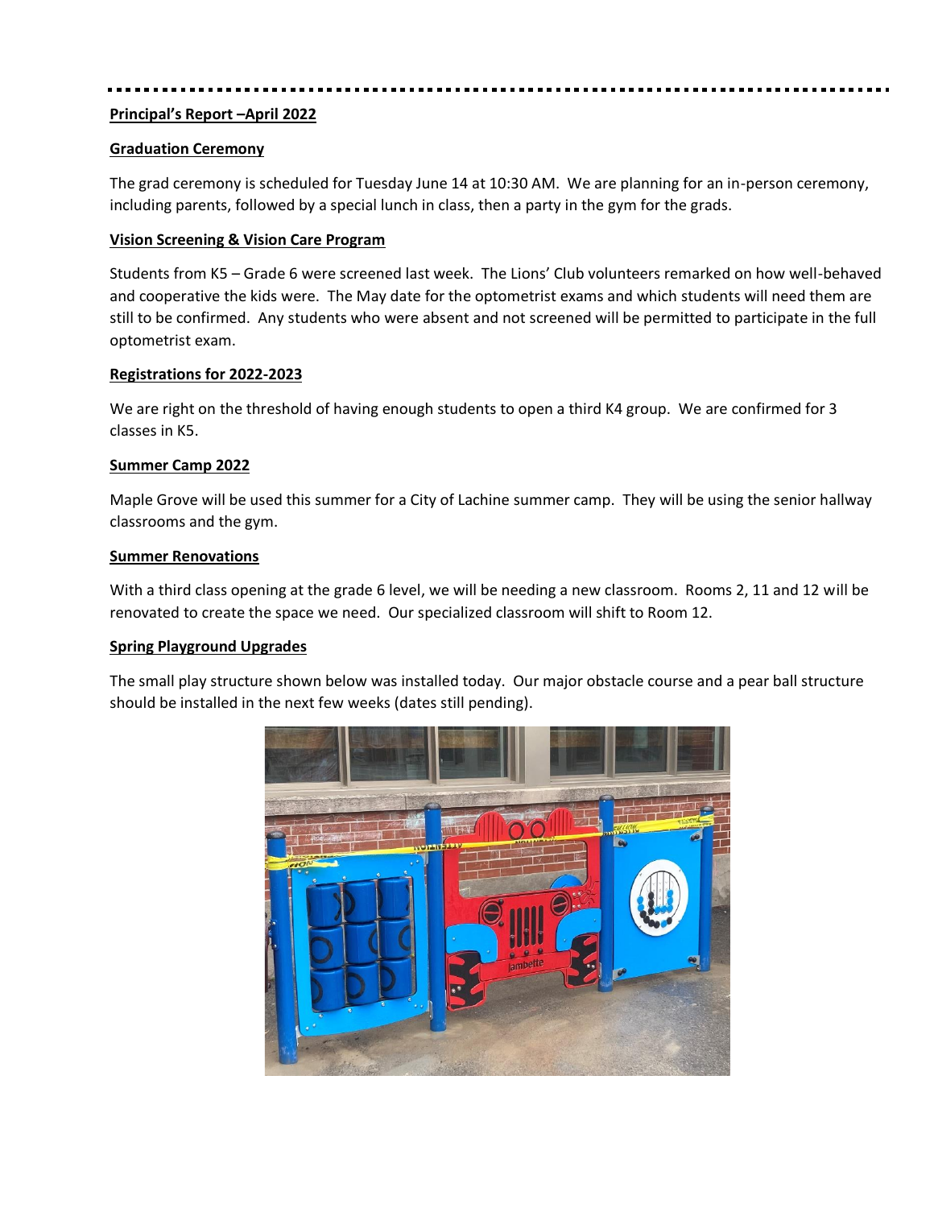**Principal's Report –April 2022**

**Graduation Ceremony**

The grad ceremony is scheduled for Tuesday June 14 at 10:30 AM. We are planning for an in-person ceremony, including parents, followed by a special lunch in class, then a party in the gym for the grads.

**Vision Screening & Vision Care Program**

Students from K5 – Grade 6 were screened last week. The Lions' Club volunteers remarked on how well-behaved and cooperative the kids were. The May date for the optometrist exams and which students will need them are still to be confirmed. Any students who were absent and not screened will be permitted to participate in the full optometrist exam.

**Registrations for 2022-2023**

We are right on the threshold of having enough students to open a third K4 group. We are confirmed for 3 classes in K5.

**Summer Camp 2022**

Maple Grove will be used this summer for a City of Lachine summer camp. They will be using the senior hallway classrooms and the gym.

**Summer Renovations**

With a third class opening at the grade 6 level, we will be needing a new classroom. Rooms 2, 11 and 12 will be renovated to create the space we need. Our specialized classroom will shift to Room 12.

**Spring Playground Upgrades**

The small play structure shown below was installed today. Our major obstacle course and a pear ball structure should be installed in the next few weeks (dates still pending).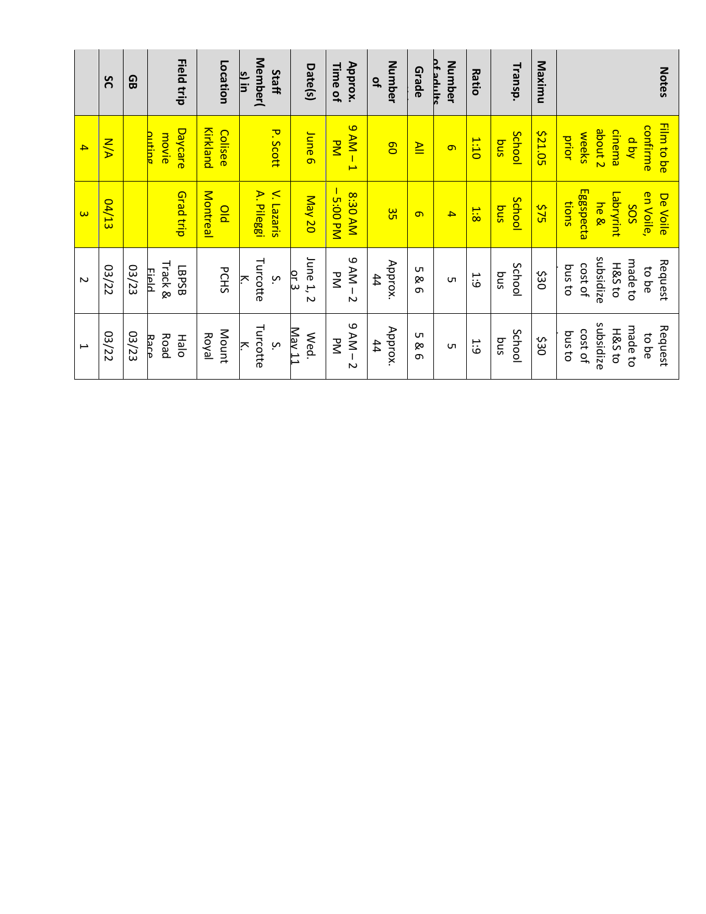| Notes | Maximu | Transp. | Ratio | Number of adults | Grade | Number of | Approx. Time of | Date(s) | Staff Member(s) in | Location | Field trip | GB | SC | |
|---|---|---|---|---|---|---|---|---|---|---|---|---|---|---|
| Film to be confirmed by cinema about 2 weeks prior | $21.05 | School bus | 1:10 | 6 | All | 60 | 9 AM – 1 PM | June 6 | P. Scott | Colisee Kirkland | Daycare movie outing | | N/A | 4 |
| De Voile en Voile, SOS Labyrinthe & Eggspectations | $75 | School bus | 1:8 | 4 | 6 | 35 | 8:30 AM – 5:00 PM | May 20 | V. Lazaris A. Pileggi | Old Montreal | Grad trip | | 04/13 | 3 |
| Request to be made to H&S to subsidize cost of bus to | $30 | School bus | 1:9 | 5 | 5 & 6 | Approx. 44 | 9 AM – 2 PM | June 1, 2 or 3 | S. Turcotte K. | PCHS | LBPSB Track & Field | 03/23 | 03/22 | 2 |
| Request to be made to H&S to subsidize cost of bus to | $30 | School bus | 1:9 | 5 | 5 & 6 | Approx. 44 | 9 AM – 2 PM | Wed. May 11 | S. Turcotte K. | Mount Royal | Halo Road Race | 03/23 | 03/22 | 1 |